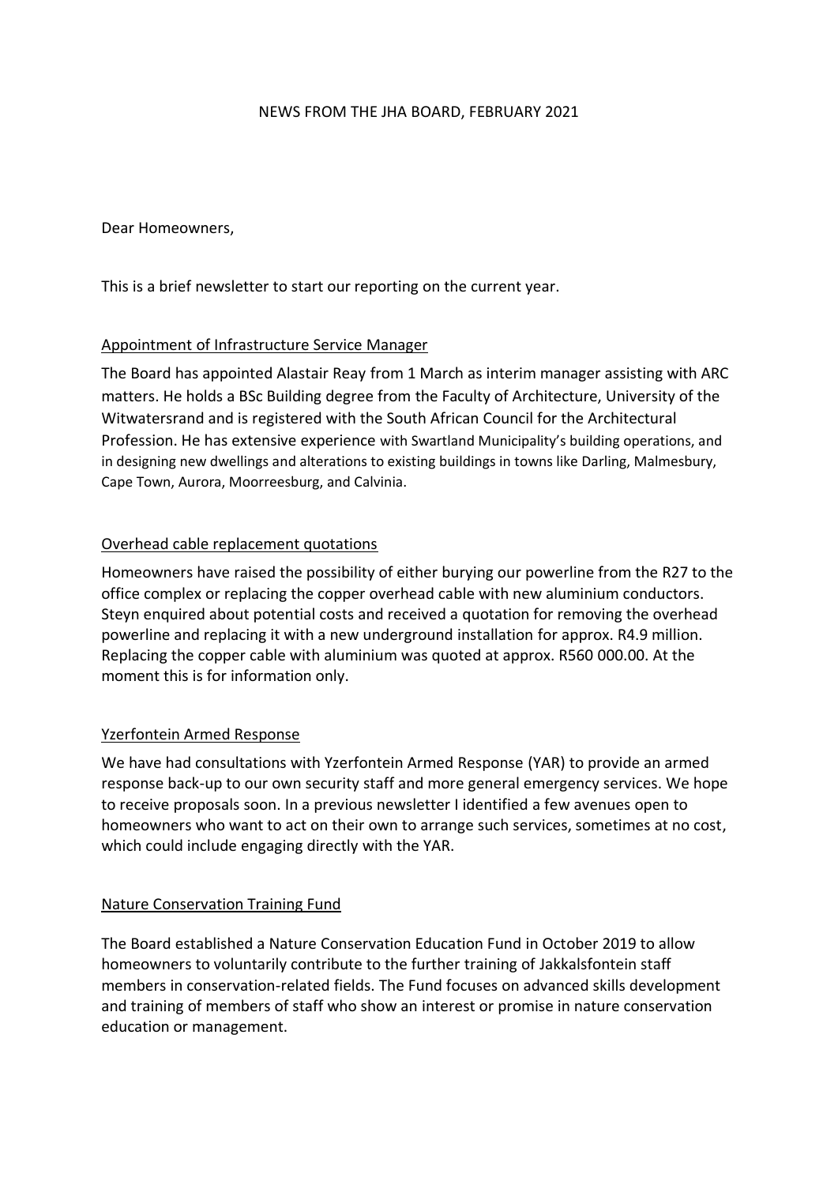# NEWS FROM THE JHA BOARD, FEBRUARY 2021

Dear Homeowners,

This is a brief newsletter to start our reporting on the current year.

## Appointment of Infrastructure Service Manager

The Board has appointed Alastair Reay from 1 March as interim manager assisting with ARC matters. He holds a BSc Building degree from the Faculty of Architecture, University of the Witwatersrand and is registered with the South African Council for the Architectural Profession. He has extensive experience with Swartland Municipality's building operations, and in designing new dwellings and alterations to existing buildings in towns like Darling, Malmesbury, Cape Town, Aurora, Moorreesburg, and Calvinia.

## Overhead cable replacement quotations

Homeowners have raised the possibility of either burying our powerline from the R27 to the office complex or replacing the copper overhead cable with new aluminium conductors. Steyn enquired about potential costs and received a quotation for removing the overhead powerline and replacing it with a new underground installation for approx. R4.9 million. Replacing the copper cable with aluminium was quoted at approx. R560 000.00. At the moment this is for information only.

## Yzerfontein Armed Response

We have had consultations with Yzerfontein Armed Response (YAR) to provide an armed response back-up to our own security staff and more general emergency services. We hope to receive proposals soon. In a previous newsletter I identified a few avenues open to homeowners who want to act on their own to arrange such services, sometimes at no cost, which could include engaging directly with the YAR.

## Nature Conservation Training Fund

The Board established a Nature Conservation Education Fund in October 2019 to allow homeowners to voluntarily contribute to the further training of Jakkalsfontein staff members in conservation-related fields. The Fund focuses on advanced skills development and training of members of staff who show an interest or promise in nature conservation education or management.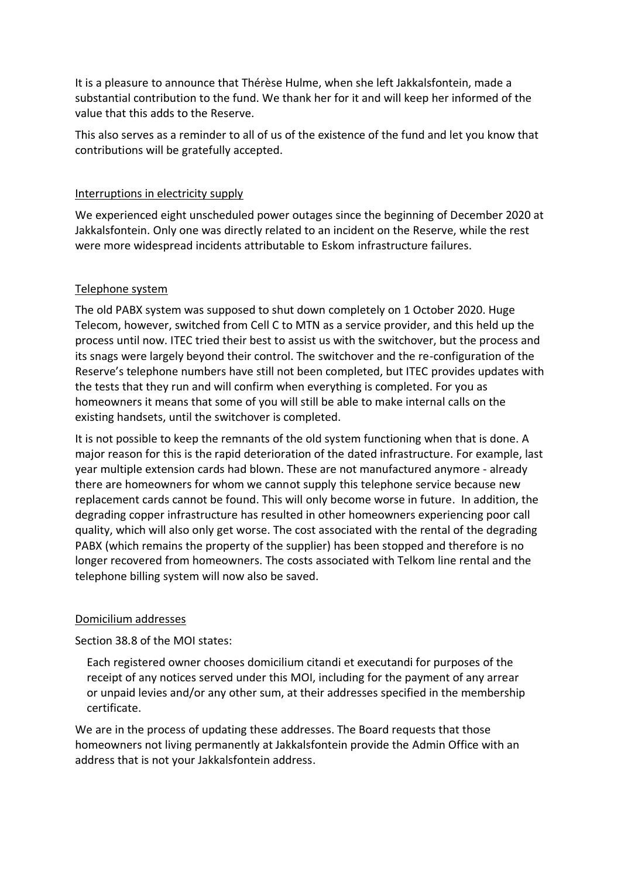It is a pleasure to announce that Thérèse Hulme, when she left Jakkalsfontein, made a substantial contribution to the fund. We thank her for it and will keep her informed of the value that this adds to the Reserve.

This also serves as a reminder to all of us of the existence of the fund and let you know that contributions will be gratefully accepted.

## Interruptions in electricity supply

We experienced eight unscheduled power outages since the beginning of December 2020 at Jakkalsfontein. Only one was directly related to an incident on the Reserve, while the rest were more widespread incidents attributable to Eskom infrastructure failures.

## Telephone system

The old PABX system was supposed to shut down completely on 1 October 2020. Huge Telecom, however, switched from Cell C to MTN as a service provider, and this held up the process until now. ITEC tried their best to assist us with the switchover, but the process and its snags were largely beyond their control. The switchover and the re-configuration of the Reserve's telephone numbers have still not been completed, but ITEC provides updates with the tests that they run and will confirm when everything is completed. For you as homeowners it means that some of you will still be able to make internal calls on the existing handsets, until the switchover is completed.

It is not possible to keep the remnants of the old system functioning when that is done. A major reason for this is the rapid deterioration of the dated infrastructure. For example, last year multiple extension cards had blown. These are not manufactured anymore - already there are homeowners for whom we cannot supply this telephone service because new replacement cards cannot be found. This will only become worse in future. In addition, the degrading copper infrastructure has resulted in other homeowners experiencing poor call quality, which will also only get worse. The cost associated with the rental of the degrading PABX (which remains the property of the supplier) has been stopped and therefore is no longer recovered from homeowners. The costs associated with Telkom line rental and the telephone billing system will now also be saved.

## Domicilium addresses

Section 38.8 of the MOI states:

> Each registered owner chooses domicilium citandi et executandi for purposes of the receipt of any notices served under this MOI, including for the payment of any arrear or unpaid levies and/or any other sum, at their addresses specified in the membership certificate.

We are in the process of updating these addresses. The Board requests that those homeowners not living permanently at Jakkalsfontein provide the Admin Office with an address that is not your Jakkalsfontein address.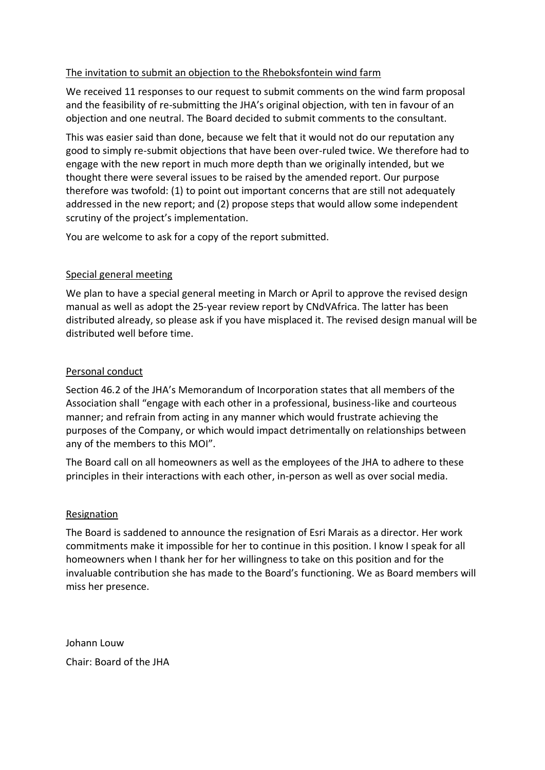## The invitation to submit an objection to the Rheboksfontein wind farm

We received 11 responses to our request to submit comments on the wind farm proposal and the feasibility of re-submitting the JHA's original objection, with ten in favour of an objection and one neutral. The Board decided to submit comments to the consultant.

This was easier said than done, because we felt that it would not do our reputation any good to simply re-submit objections that have been over-ruled twice. We therefore had to engage with the new report in much more depth than we originally intended, but we thought there were several issues to be raised by the amended report. Our purpose therefore was twofold: (1) to point out important concerns that are still not adequately addressed in the new report; and (2) propose steps that would allow some independent scrutiny of the project's implementation.

You are welcome to ask for a copy of the report submitted.

## Special general meeting

We plan to have a special general meeting in March or April to approve the revised design manual as well as adopt the 25-year review report by CNdVAfrica. The latter has been distributed already, so please ask if you have misplaced it. The revised design manual will be distributed well before time.

## Personal conduct

Section 46.2 of the JHA's Memorandum of Incorporation states that all members of the Association shall "engage with each other in a professional, business-like and courteous manner; and refrain from acting in any manner which would frustrate achieving the purposes of the Company, or which would impact detrimentally on relationships between any of the members to this MOI".

The Board call on all homeowners as well as the employees of the JHA to adhere to these principles in their interactions with each other, in-person as well as over social media.

## Resignation

The Board is saddened to announce the resignation of Esri Marais as a director. Her work commitments make it impossible for her to continue in this position. I know I speak for all homeowners when I thank her for her willingness to take on this position and for the invaluable contribution she has made to the Board's functioning. We as Board members will miss her presence.

Johann Louw

Chair: Board of the JHA